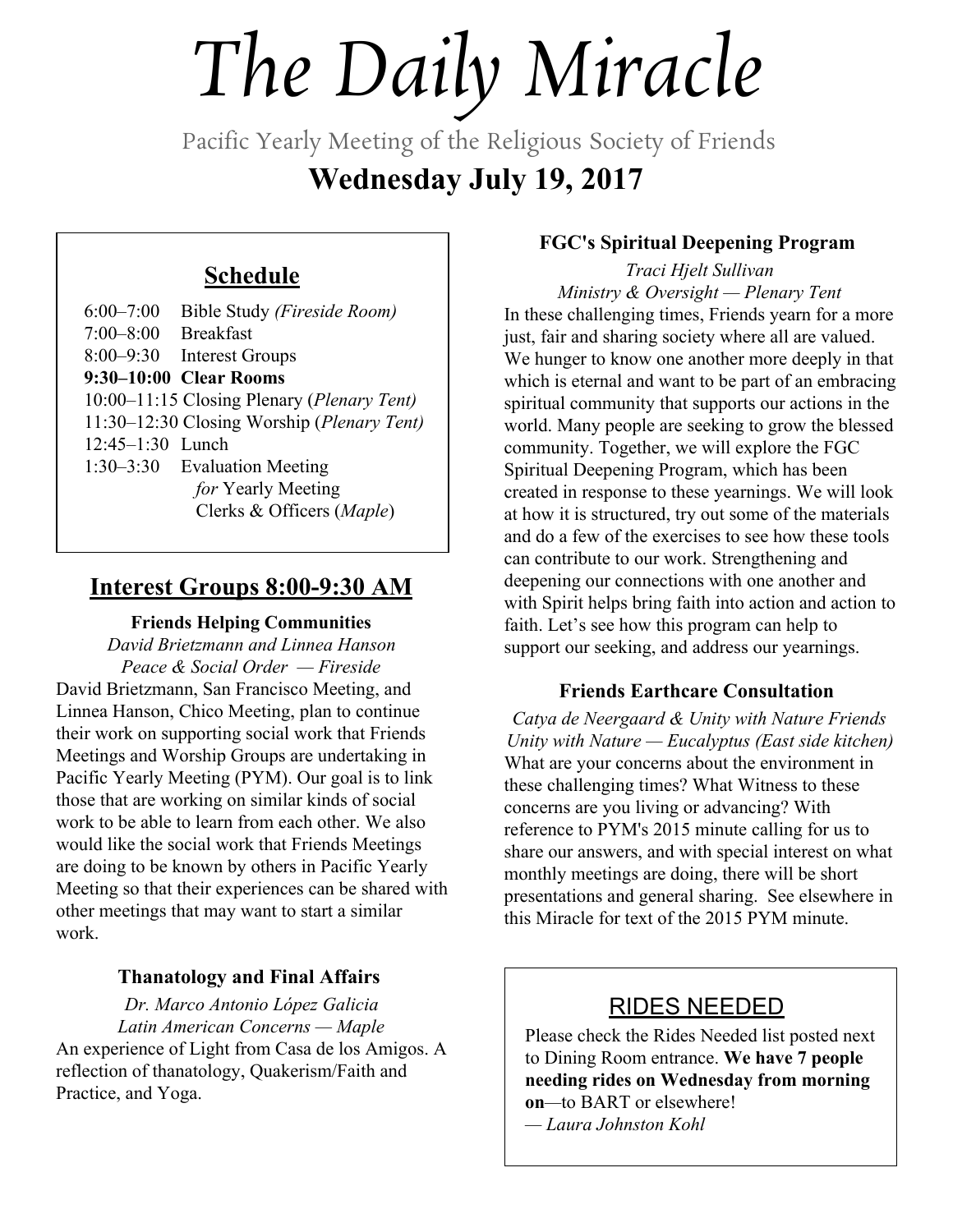# The Daily Miracle

Pacific Yearly Meeting of the Religious Society of Friends

## Wednesday July 19, 2017

### Schedule

6:00–7:00 Bible Study *(Fireside Room)*
7:00–8:00 Breakfast
8:00–9:30 Interest Groups
**9:30–10:00 Clear Rooms**
10:00–11:15 Closing Plenary (*Plenary Tent)*
11:30–12:30 Closing Worship (*Plenary Tent)*
12:45–1:30 Lunch
1:30–3:30 Evaluation Meeting *for* Yearly Meeting Clerks & Officers (*Maple*)

## Interest Groups 8:00-9:30 AM

### Friends Helping Communities

*David Brietzmann and Linnea Hanson*
*Peace & Social Order — Fireside*

David Brietzmann, San Francisco Meeting, and Linnea Hanson, Chico Meeting, plan to continue their work on supporting social work that Friends Meetings and Worship Groups are undertaking in Pacific Yearly Meeting (PYM). Our goal is to link those that are working on similar kinds of social work to be able to learn from each other. We also would like the social work that Friends Meetings are doing to be known by others in Pacific Yearly Meeting so that their experiences can be shared with other meetings that may want to start a similar work.

### Thanatology and Final Affairs

*Dr. Marco Antonio López Galicia*
*Latin American Concerns — Maple*

An experience of Light from Casa de los Amigos. A reflection of thanatology, Quakerism/Faith and Practice, and Yoga.

### FGC's Spiritual Deepening Program

*Traci Hjelt Sullivan*
*Ministry & Oversight — Plenary Tent*

In these challenging times, Friends yearn for a more just, fair and sharing society where all are valued. We hunger to know one another more deeply in that which is eternal and want to be part of an embracing spiritual community that supports our actions in the world. Many people are seeking to grow the blessed community. Together, we will explore the FGC Spiritual Deepening Program, which has been created in response to these yearnings. We will look at how it is structured, try out some of the materials and do a few of the exercises to see how these tools can contribute to our work. Strengthening and deepening our connections with one another and with Spirit helps bring faith into action and action to faith. Let's see how this program can help to support our seeking, and address our yearnings.

### Friends Earthcare Consultation

*Catya de Neergaard & Unity with Nature Friends*
*Unity with Nature — Eucalyptus (East side kitchen)*

What are your concerns about the environment in these challenging times? What Witness to these concerns are you living or advancing? With reference to PYM's 2015 minute calling for us to share our answers, and with special interest on what monthly meetings are doing, there will be short presentations and general sharing. See elsewhere in this Miracle for text of the 2015 PYM minute.

### RIDES NEEDED

Please check the Rides Needed list posted next to Dining Room entrance. **We have 7 people needing rides on Wednesday from morning on**—to BART or elsewhere!

*— Laura Johnston Kohl*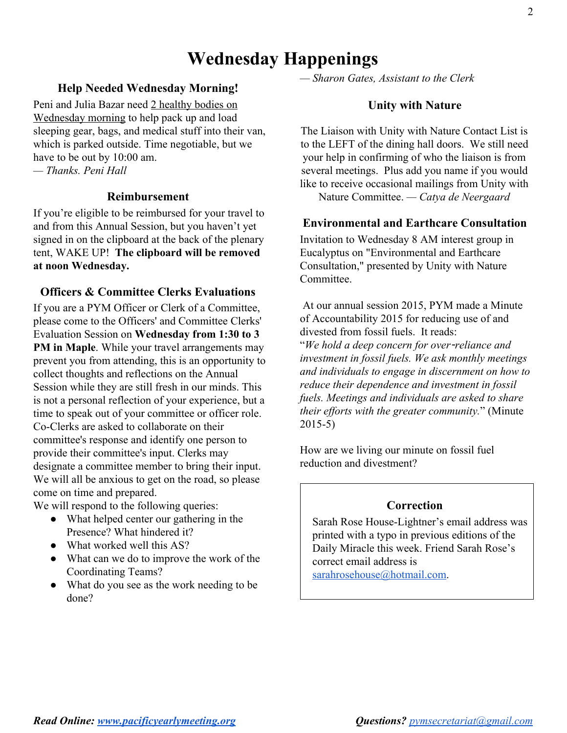# Wednesday Happenings

### Help Needed Wednesday Morning!

Peni and Julia Bazar need 2 healthy bodies on Wednesday morning to help pack up and load sleeping gear, bags, and medical stuff into their van, which is parked outside. Time negotiable, but we have to be out by 10:00 am.
— *Thanks. Peni Hall*

### Reimbursement

If you're eligible to be reimbursed for your travel to and from this Annual Session, but you haven't yet signed in on the clipboard at the back of the plenary tent, WAKE UP! **The clipboard will be removed at noon Wednesday.**

### Officers & Committee Clerks Evaluations

If you are a PYM Officer or Clerk of a Committee, please come to the Officers' and Committee Clerks' Evaluation Session on **Wednesday from 1:30 to 3 PM in Maple**. While your travel arrangements may prevent you from attending, this is an opportunity to collect thoughts and reflections on the Annual Session while they are still fresh in our minds. This is not a personal reflection of your experience, but a time to speak out of your committee or officer role. Co-Clerks are asked to collaborate on their committee's response and identify one person to provide their committee's input. Clerks may designate a committee member to bring their input. We will all be anxious to get on the road, so please come on time and prepared.
We will respond to the following queries:

- What helped center our gathering in the Presence? What hindered it?
- What worked well this AS?
- What can we do to improve the work of the Coordinating Teams?
- What do you see as the work needing to be done?

— *Sharon Gates, Assistant to the Clerk*

### Unity with Nature

The Liaison with Unity with Nature Contact List is to the LEFT of the dining hall doors. We still need your help in confirming of who the liaison is from several meetings. Plus add you name if you would like to receive occasional mailings from Unity with Nature Committee. — *Catya de Neergaard*

### Environmental and Earthcare Consultation

Invitation to Wednesday 8 AM interest group in Eucalyptus on "Environmental and Earthcare Consultation," presented by Unity with Nature Committee.

At our annual session 2015, PYM made a Minute of Accountability 2015 for reducing use of and divested from fossil fuels. It reads:
"*We hold a deep concern for over‐reliance and investment in fossil fuels. We ask monthly meetings and individuals to engage in discernment on how to reduce their dependence and investment in fossil fuels. Meetings and individuals are asked to share their efforts with the greater community.*" (Minute 2015-5)

How are we living our minute on fossil fuel reduction and divestment?

### Correction

Sarah Rose House-Lightner's email address was printed with a typo in previous editions of the Daily Miracle this week. Friend Sarah Rose's correct email address is sarahrosehouse@hotmail.com.

***Read Online:*** ***www.pacificyearlymeeting.org*** ***Questions?*** pymsecretariat@gmail.com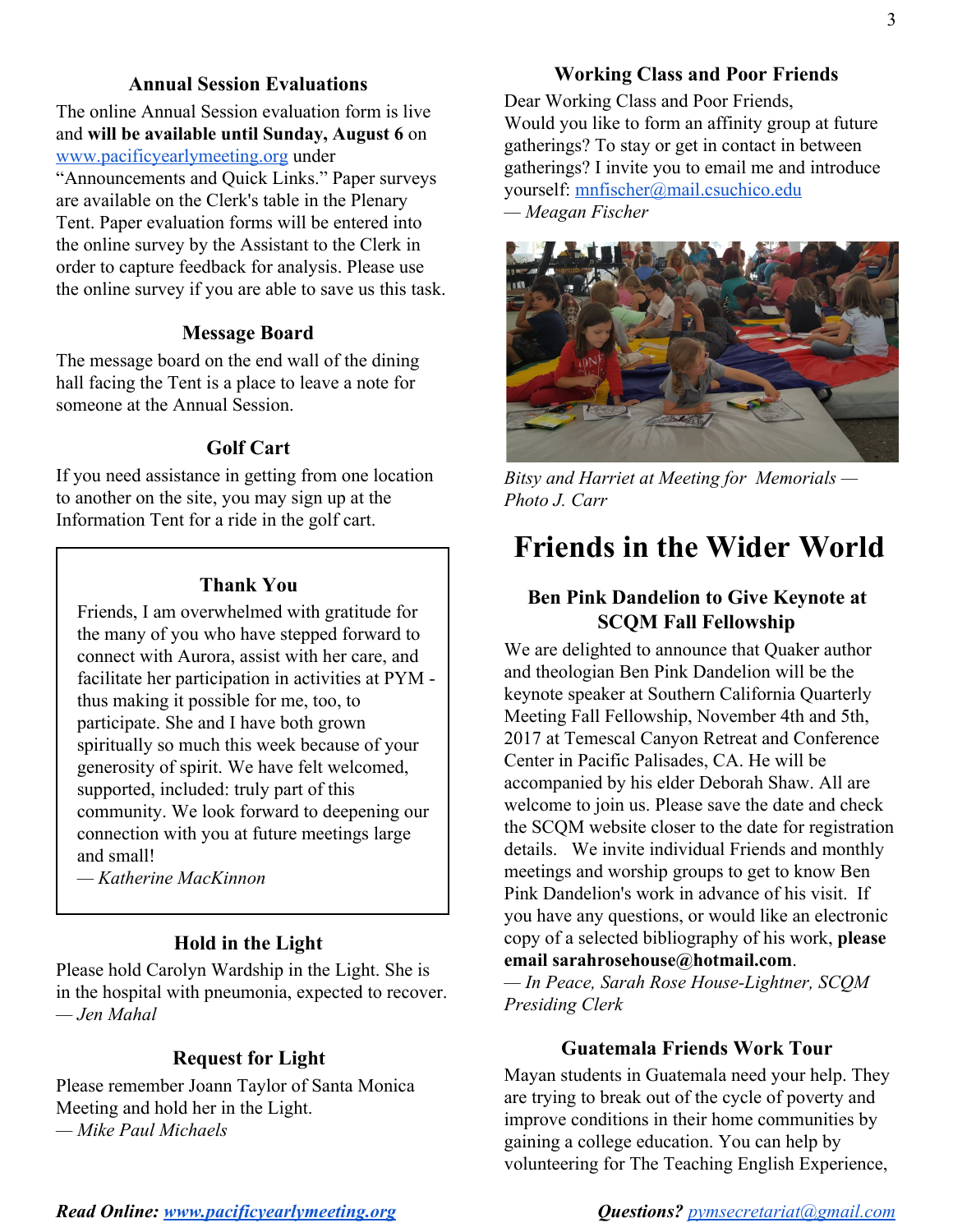### Annual Session Evaluations

The online Annual Session evaluation form is live and **will be available until Sunday, August 6** on [www.pacificyearlymeeting.org](http://www.pacificyearlymeeting.org) under "Announcements and Quick Links." Paper surveys are available on the Clerk's table in the Plenary Tent. Paper evaluation forms will be entered into the online survey by the Assistant to the Clerk in order to capture feedback for analysis. Please use the online survey if you are able to save us this task.

### Message Board

The message board on the end wall of the dining hall facing the Tent is a place to leave a note for someone at the Annual Session.

### Golf Cart

If you need assistance in getting from one location to another on the site, you may sign up at the Information Tent for a ride in the golf cart.

### Thank You

Friends, I am overwhelmed with gratitude for the many of you who have stepped forward to connect with Aurora, assist with her care, and facilitate her participation in activities at PYM - thus making it possible for me, too, to participate. She and I have both grown spiritually so much this week because of your generosity of spirit. We have felt welcomed, supported, included: truly part of this community. We look forward to deepening our connection with you at future meetings large and small!

*— Katherine MacKinnon*

### Hold in the Light

Please hold Carolyn Wardship in the Light. She is in the hospital with pneumonia, expected to recover.

*— Jen Mahal*

### Request for Light

Please remember Joann Taylor of Santa Monica Meeting and hold her in the Light.

*— Mike Paul Michaels*

### Working Class and Poor Friends

Dear Working Class and Poor Friends,
Would you like to form an affinity group at future gatherings? To stay or get in contact in between gatherings? I invite you to email me and introduce yourself: [mnfischer@mail.csuchico.edu](mailto:mnfischer@mail.csuchico.edu)

*— Meagan Fischer*

*Bitsy and Harriet at Meeting for Memorials — Photo J. Carr*

# Friends in the Wider World

### Ben Pink Dandelion to Give Keynote at SCQM Fall Fellowship

We are delighted to announce that Quaker author and theologian Ben Pink Dandelion will be the keynote speaker at Southern California Quarterly Meeting Fall Fellowship, November 4th and 5th, 2017 at Temescal Canyon Retreat and Conference Center in Pacific Palisades, CA. He will be accompanied by his elder Deborah Shaw. All are welcome to join us. Please save the date and check the SCQM website closer to the date for registration details. We invite individual Friends and monthly meetings and worship groups to get to know Ben Pink Dandelion's work in advance of his visit. If you have any questions, or would like an electronic copy of a selected bibliography of his work, **please email sarahrosehouse@hotmail.com**.

*— In Peace, Sarah Rose House-Lightner, SCQM Presiding Clerk*

### Guatemala Friends Work Tour

Mayan students in Guatemala need your help. They are trying to break out of the cycle of poverty and improve conditions in their home communities by gaining a college education. You can help by volunteering for The Teaching English Experience,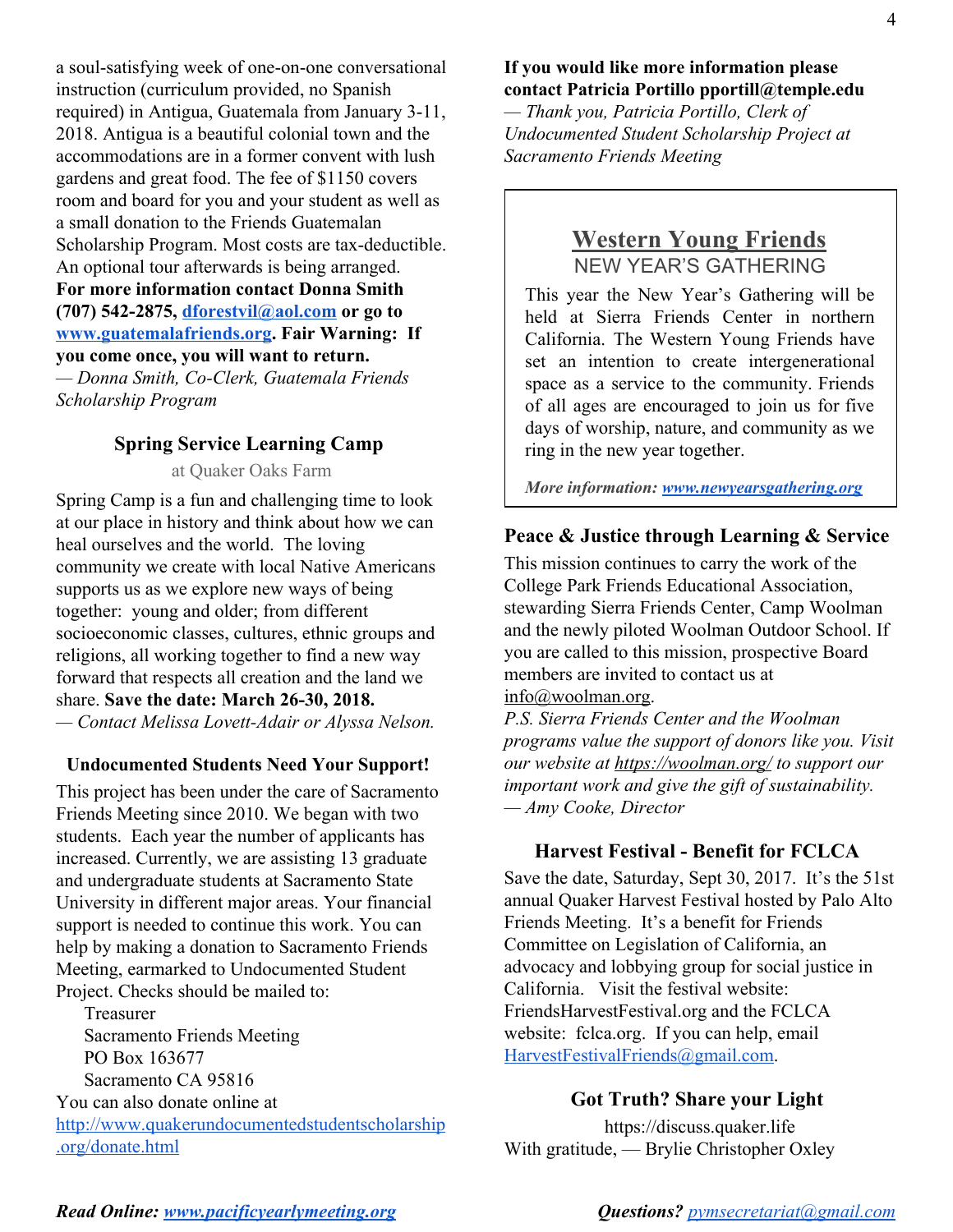a soul-satisfying week of one-on-one conversational instruction (curriculum provided, no Spanish required) in Antigua, Guatemala from January 3-11, 2018. Antigua is a beautiful colonial town and the accommodations are in a former convent with lush gardens and great food. The fee of $1150 covers room and board for you and your student as well as a small donation to the Friends Guatemalan Scholarship Program. Most costs are tax-deductible. An optional tour afterwards is being arranged. **For more information contact Donna Smith (707) 542-2875, dforestvil@aol.com or go to www.guatemalafriends.org. Fair Warning: If you come once, you will want to return.**
*— Donna Smith, Co-Clerk, Guatemala Friends Scholarship Program*

### Spring Service Learning Camp

at Quaker Oaks Farm

Spring Camp is a fun and challenging time to look at our place in history and think about how we can heal ourselves and the world. The loving community we create with local Native Americans supports us as we explore new ways of being together: young and older; from different socioeconomic classes, cultures, ethnic groups and religions, all working together to find a new way forward that respects all creation and the land we share. **Save the date: March 26-30, 2018.**
*— Contact Melissa Lovett-Adair or Alyssa Nelson.*

### Undocumented Students Need Your Support!

This project has been under the care of Sacramento Friends Meeting since 2010. We began with two students. Each year the number of applicants has increased. Currently, we are assisting 13 graduate and undergraduate students at Sacramento State University in different major areas. Your financial support is needed to continue this work. You can help by making a donation to Sacramento Friends Meeting, earmarked to Undocumented Student Project. Checks should be mailed to:

Treasurer
Sacramento Friends Meeting
PO Box 163677
Sacramento CA 95816

You can also donate online at http://www.quakerundocumentedstudentscholarship.org/donate.html

**If you would like more information please contact Patricia Portillo pportill@temple.edu**
*— Thank you, Patricia Portillo, Clerk of Undocumented Student Scholarship Project at Sacramento Friends Meeting*

### Western Young Friends
NEW YEAR'S GATHERING

This year the New Year's Gathering will be held at Sierra Friends Center in northern California. The Western Young Friends have set an intention to create intergenerational space as a service to the community. Friends of all ages are encouraged to join us for five days of worship, nature, and community as we ring in the new year together.

***More information: www.newyearsgathering.org***

### Peace & Justice through Learning & Service

This mission continues to carry the work of the College Park Friends Educational Association, stewarding Sierra Friends Center, Camp Woolman and the newly piloted Woolman Outdoor School. If you are called to this mission, prospective Board members are invited to contact us at info@woolman.org.
*P.S. Sierra Friends Center and the Woolman programs value the support of donors like you. Visit our website at https://woolman.org/ to support our important work and give the gift of sustainability.*
*— Amy Cooke, Director*

### Harvest Festival - Benefit for FCLCA

Save the date, Saturday, Sept 30, 2017. It's the 51st annual Quaker Harvest Festival hosted by Palo Alto Friends Meeting. It's a benefit for Friends Committee on Legislation of California, an advocacy and lobbying group for social justice in California. Visit the festival website: FriendsHarvestFestival.org and the FCLCA website: fclca.org. If you can help, email HarvestFestivalFriends@gmail.com.

### Got Truth? Share your Light

https://discuss.quaker.life
With gratitude, — Brylie Christopher Oxley

***Read Online:* www.pacificyearlymeeting.org** ***Questions?* pymsecretariat@gmail.com**